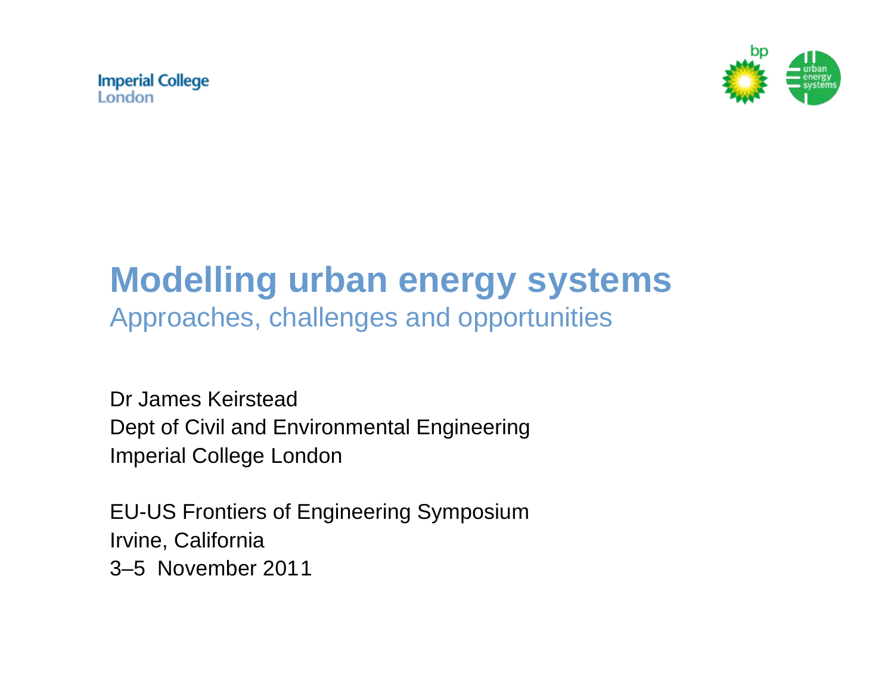Imperial College London

# Modelling urban energy systems

## Approaches, challenges and opportunities

Dr James Keirstead
Dept of Civil and Environmental Engineering
Imperial College London

EU-US Frontiers of Engineering Symposium
Irvine, California
3–5 November 2011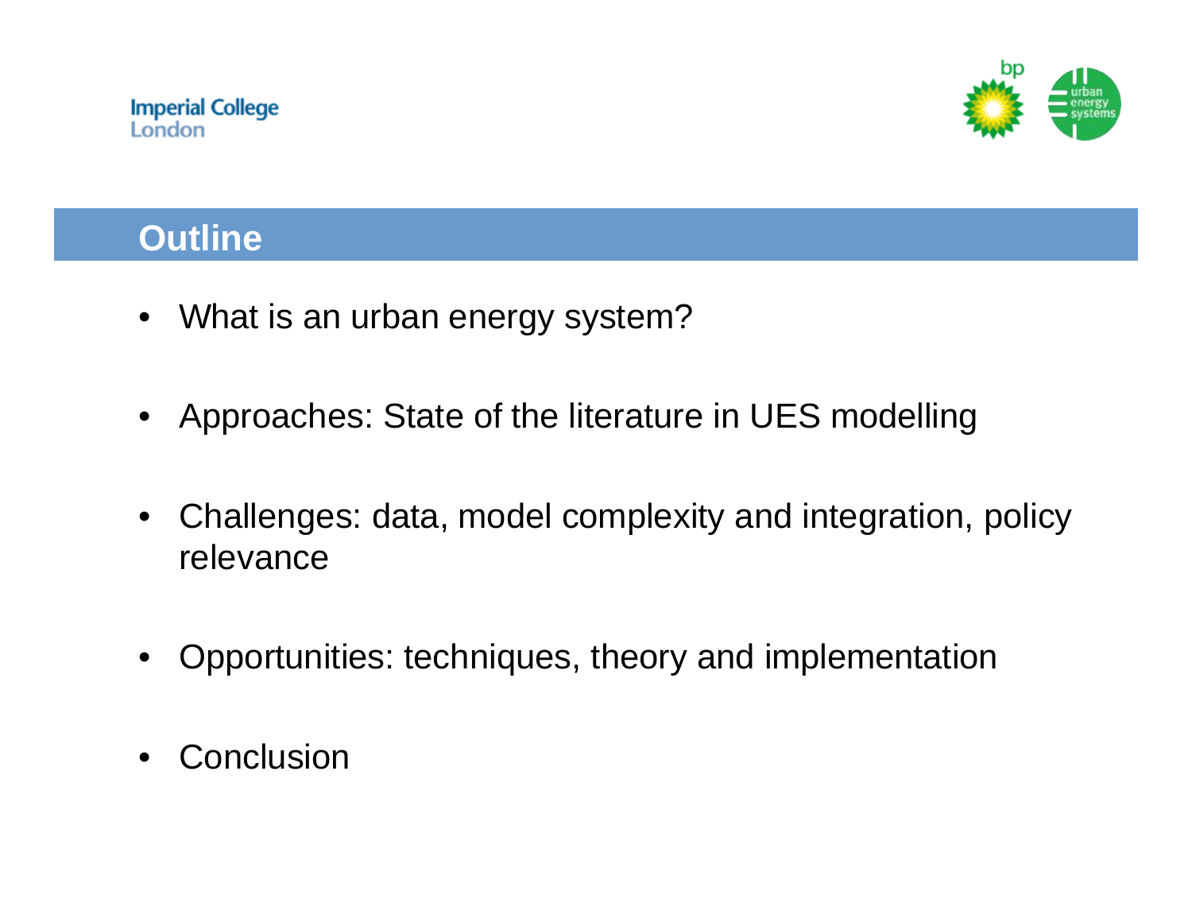## Outline

- What is an urban energy system?
- Approaches: State of the literature in UES modelling
- Challenges: data, model complexity and integration, policy relevance
- Opportunities: techniques, theory and implementation
- Conclusion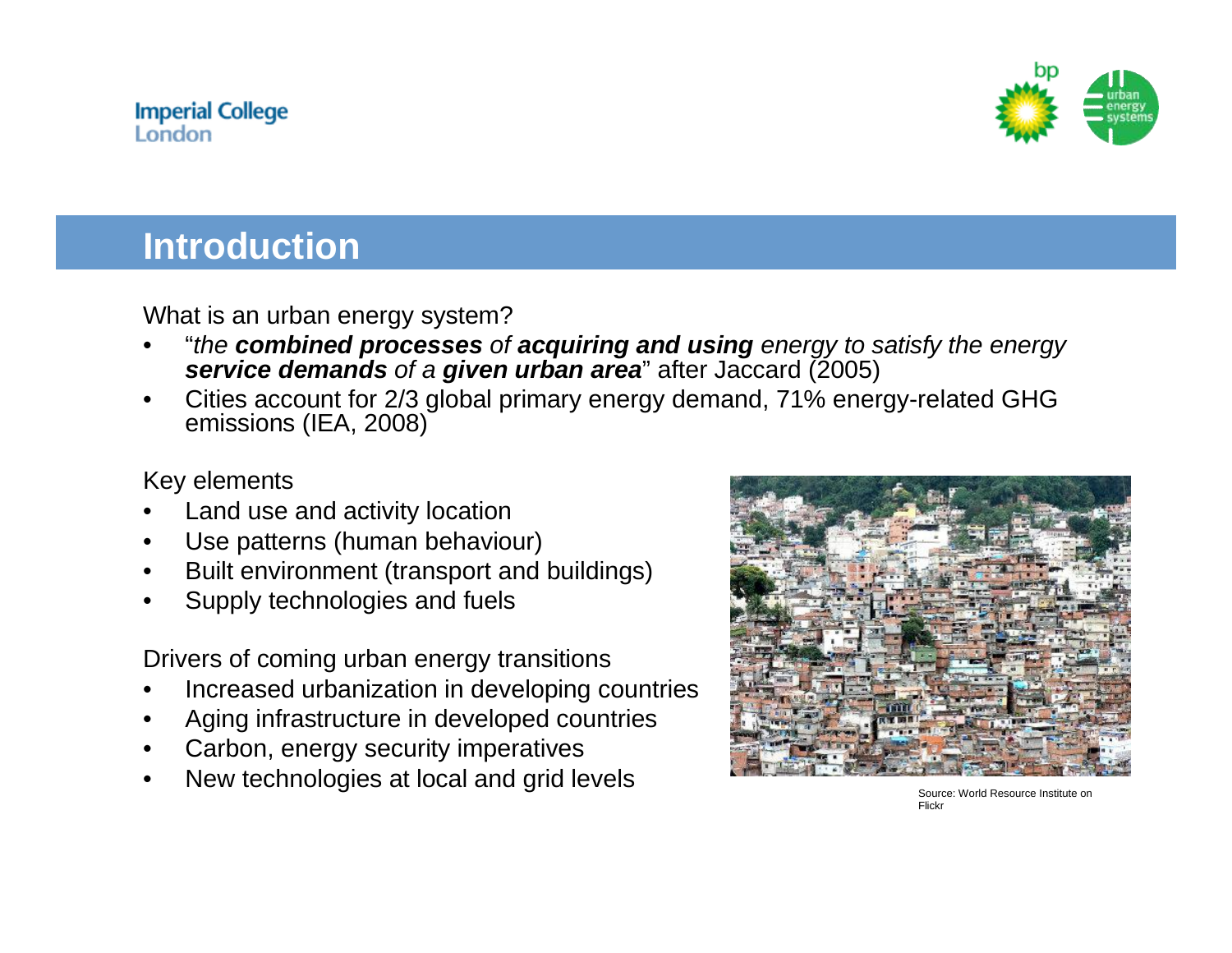## Introduction

What is an urban energy system?

- "*the **combined processes** of **acquiring and using** energy to satisfy the energy **service demands** of a **given urban area***" after Jaccard (2005)
- Cities account for 2/3 global primary energy demand, 71% energy-related GHG emissions (IEA, 2008)

Key elements

- Land use and activity location
- Use patterns (human behaviour)
- Built environment (transport and buildings)
- Supply technologies and fuels

Drivers of coming urban energy transitions

- Increased urbanization in developing countries
- Aging infrastructure in developed countries
- Carbon, energy security imperatives
- New technologies at local and grid levels

Source: World Resource Institute on Flickr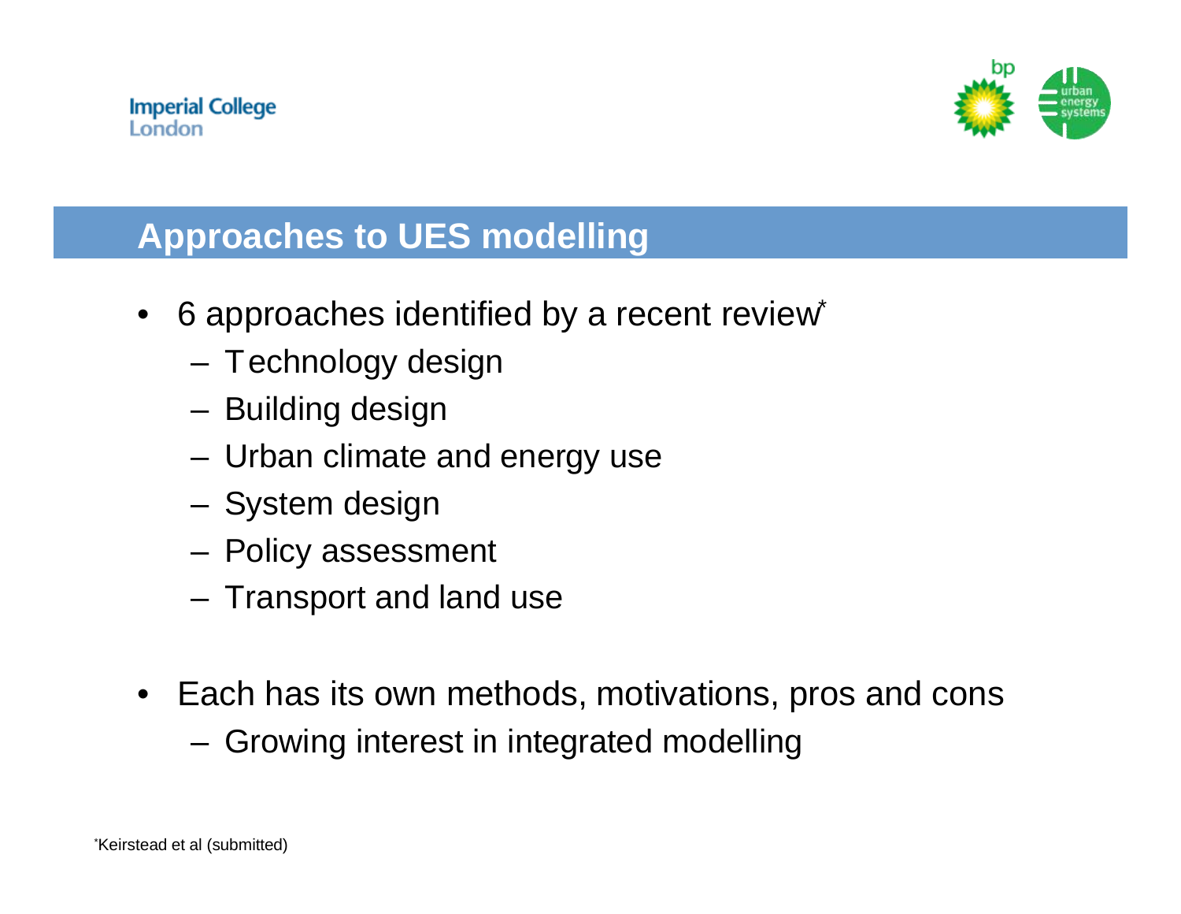## Approaches to UES modelling

- 6 approaches identified by a recent review*
  - Technology design
  - Building design
  - Urban climate and energy use
  - System design
  - Policy assessment
  - Transport and land use

- Each has its own methods, motivations, pros and cons
  - Growing interest in integrated modelling

*Keirstead et al (submitted)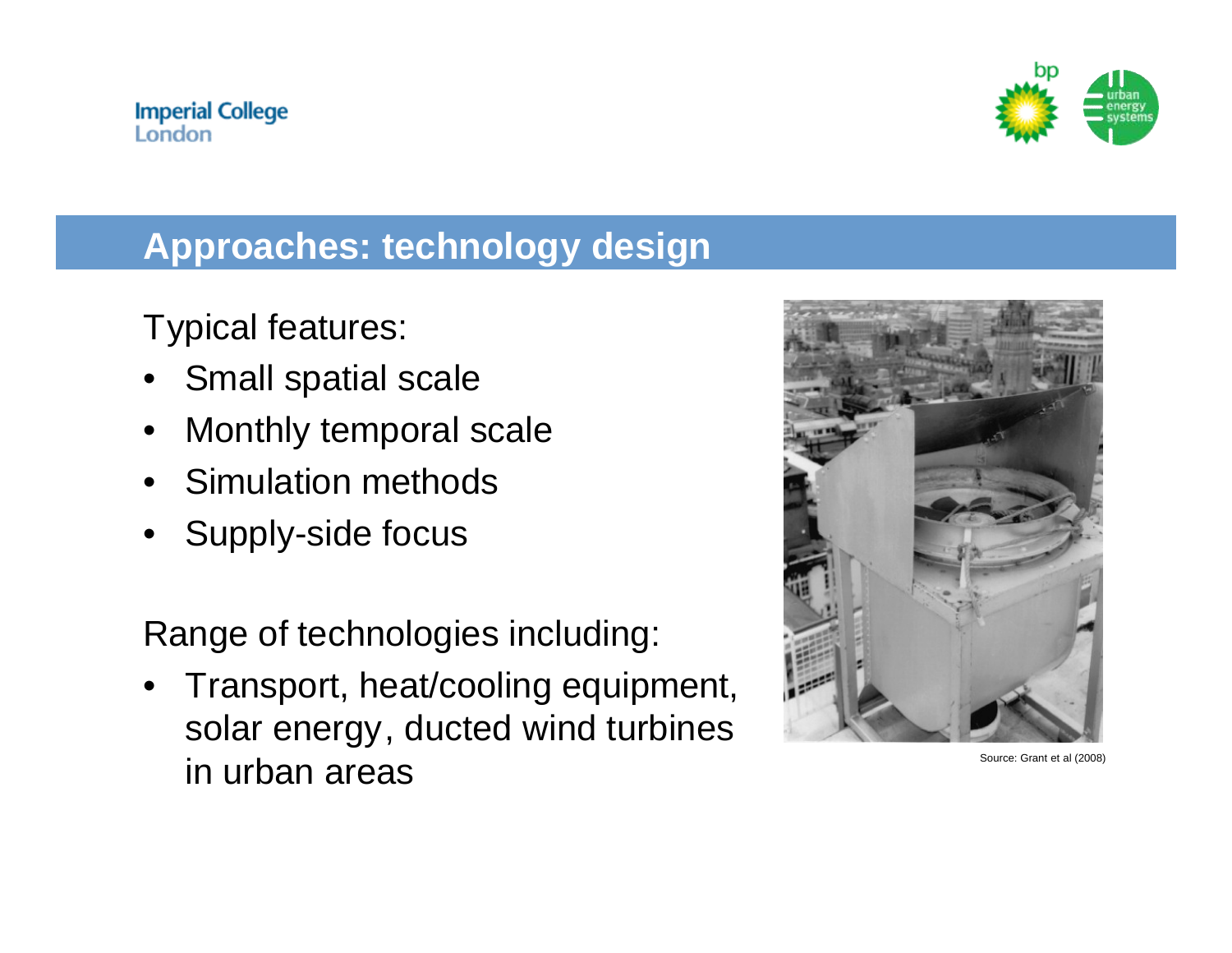## Approaches: technology design

Typical features:

- Small spatial scale
- Monthly temporal scale
- Simulation methods
- Supply-side focus

Range of technologies including:

- Transport, heat/cooling equipment, solar energy, ducted wind turbines in urban areas

Source: Grant et al (2008)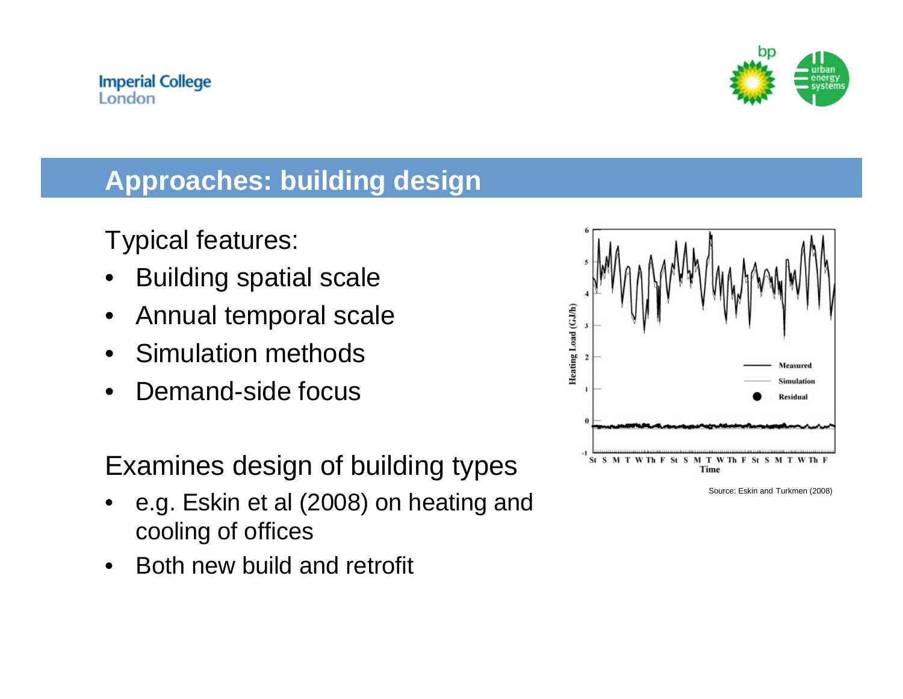## Approaches: building design

Typical features:

- Building spatial scale
- Annual temporal scale
- Simulation methods
- Demand-side focus

Examines design of building types

- e.g. Eskin et al (2008) on heating and cooling of offices
- Both new build and retrofit

Source: Eskin and Turkmen (2008)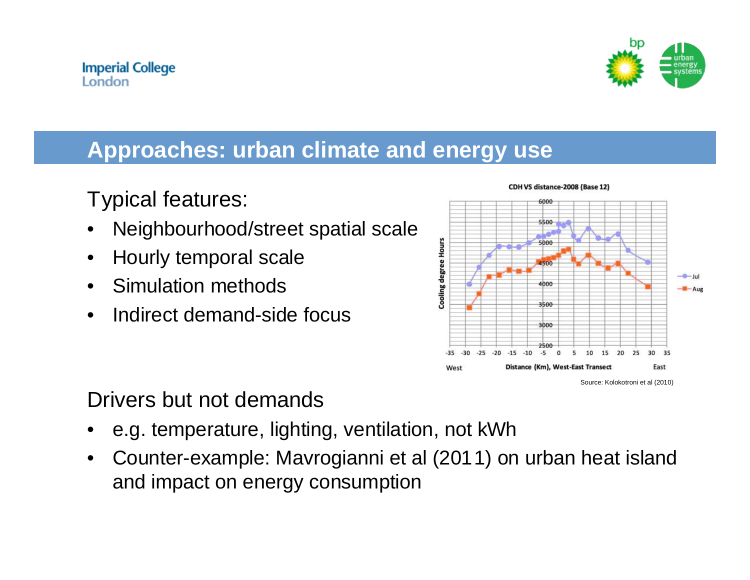## Approaches: urban climate and energy use

Typical features:

- Neighbourhood/street spatial scale
- Hourly temporal scale
- Simulation methods
- Indirect demand-side focus

Source: Kolokotroni et al (2010)

Drivers but not demands

- e.g. temperature, lighting, ventilation, not kWh
- Counter-example: Mavrogianni et al (2011) on urban heat island and impact on energy consumption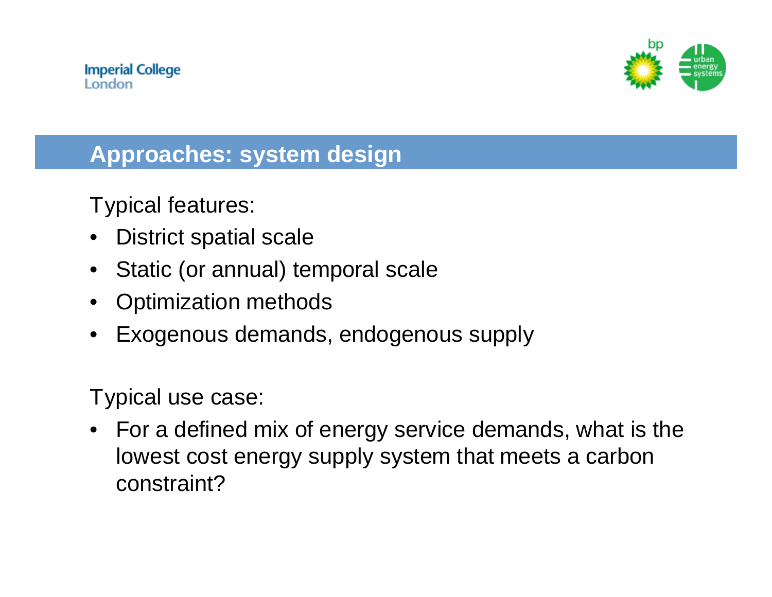## Approaches: system design

Typical features:

- District spatial scale
- Static (or annual) temporal scale
- Optimization methods
- Exogenous demands, endogenous supply

Typical use case:

- For a defined mix of energy service demands, what is the lowest cost energy supply system that meets a carbon constraint?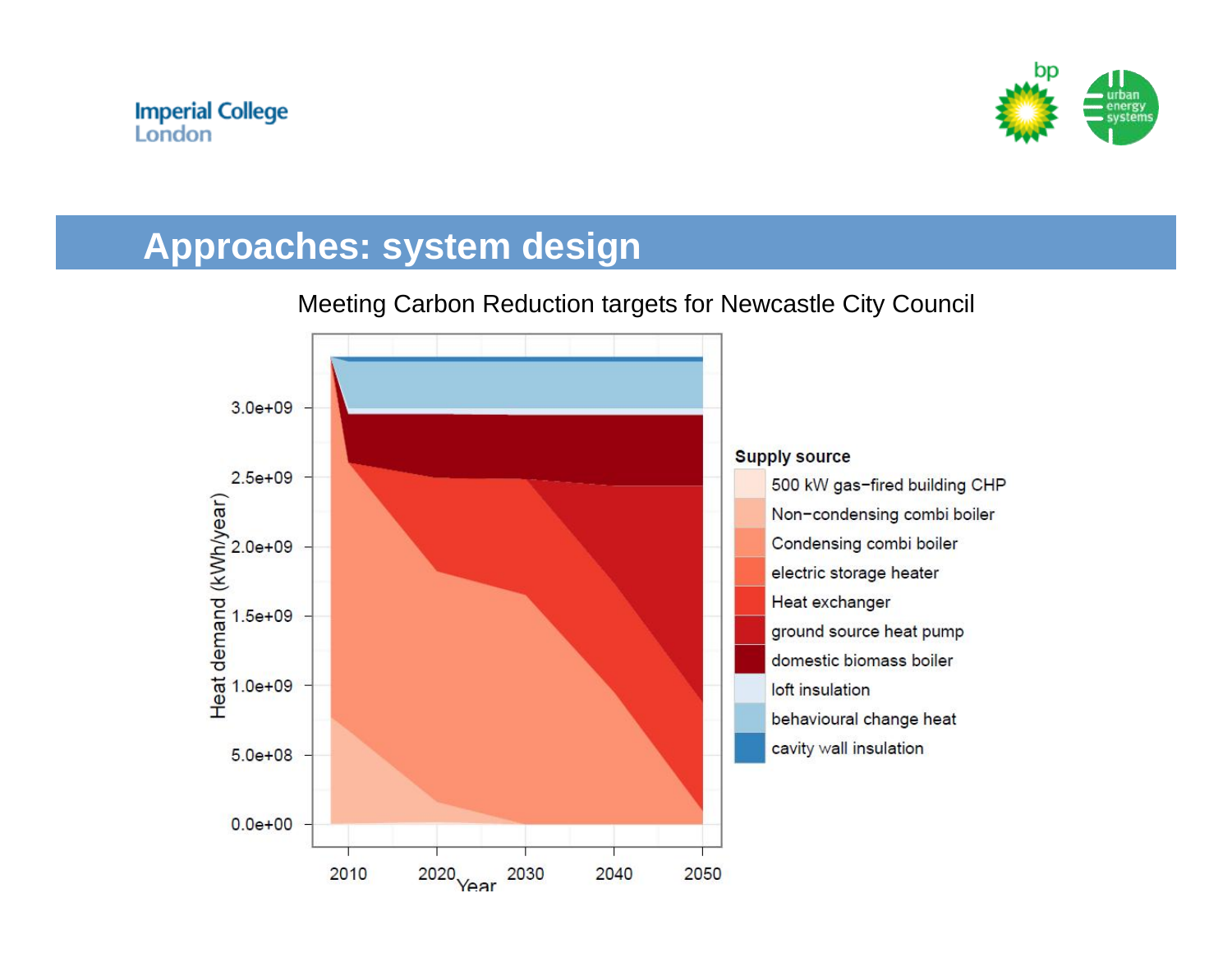# Approaches: system design

Meeting Carbon Reduction targets for Newcastle City Council

Heat demand (kWh/year)

3.0e+09
2.5e+09
2.0e+09
1.5e+09
1.0e+09
5.0e+08
0.0e+00

2010 2020 2030 2040 2050

Year

**Supply source**

- 500 kW gas−fired building CHP
- Non−condensing combi boiler
- Condensing combi boiler
- electric storage heater
- Heat exchanger
- ground source heat pump
- domestic biomass boiler
- loft insulation
- behavioural change heat
- cavity wall insulation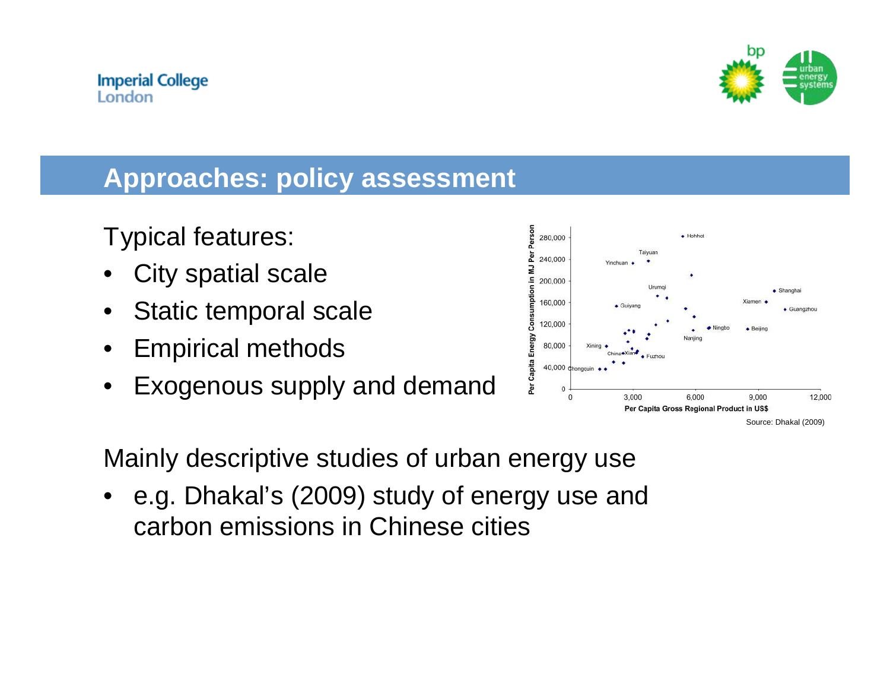## Approaches: policy assessment

Typical features:

- City spatial scale
- Static temporal scale
- Empirical methods
- Exogenous supply and demand

Source: Dhakal (2009)

Mainly descriptive studies of urban energy use

- e.g. Dhakal's (2009) study of energy use and carbon emissions in Chinese cities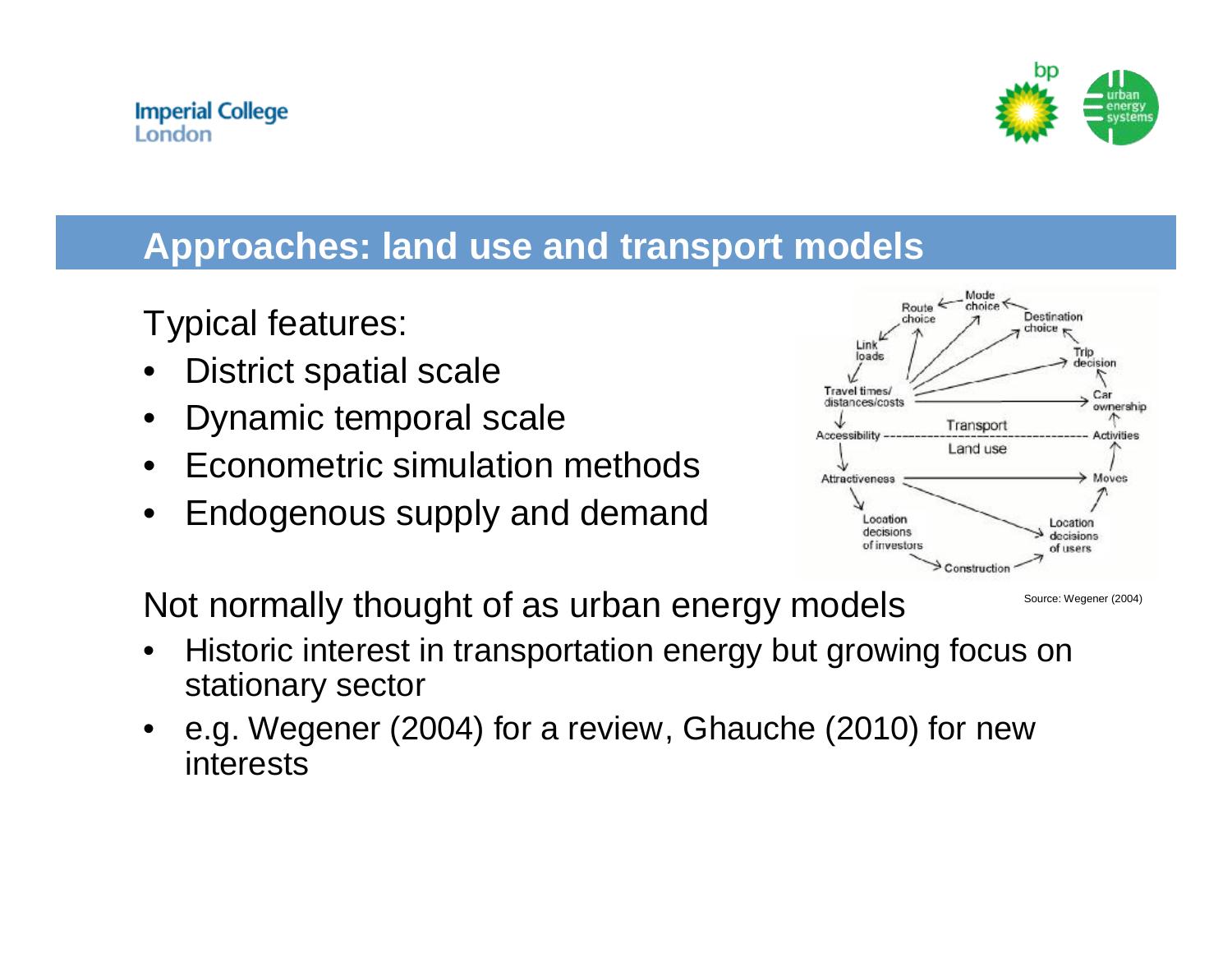## Approaches: land use and transport models

Typical features:

- District spatial scale
- Dynamic temporal scale
- Econometric simulation methods
- Endogenous supply and demand

Source: Wegener (2004)

Not normally thought of as urban energy models

- Historic interest in transportation energy but growing focus on stationary sector
- e.g. Wegener (2004) for a review, Ghauche (2010) for new interests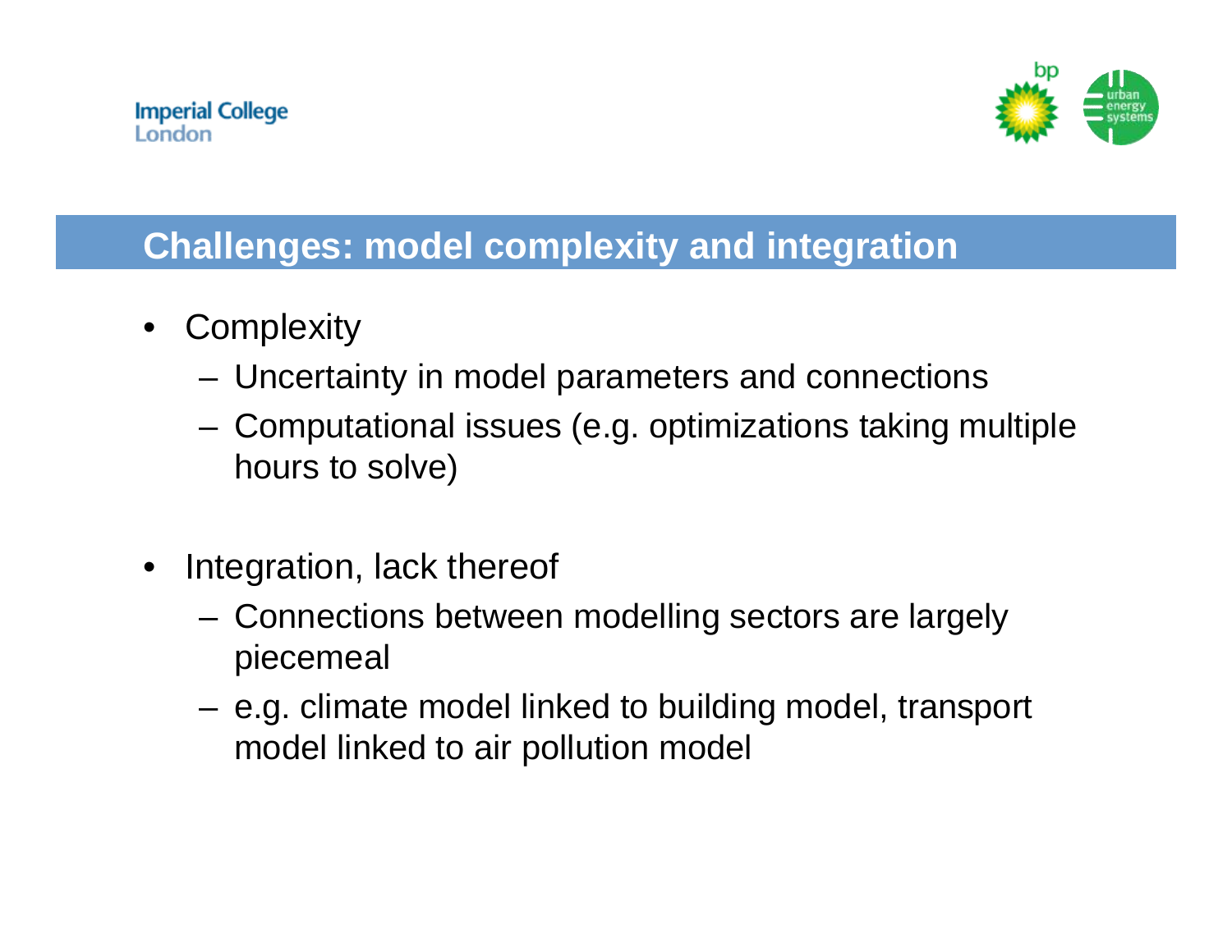## Challenges: model complexity and integration

- Complexity
  - Uncertainty in model parameters and connections
  - Computational issues (e.g. optimizations taking multiple hours to solve)
- Integration, lack thereof
  - Connections between modelling sectors are largely piecemeal
  - e.g. climate model linked to building model, transport model linked to air pollution model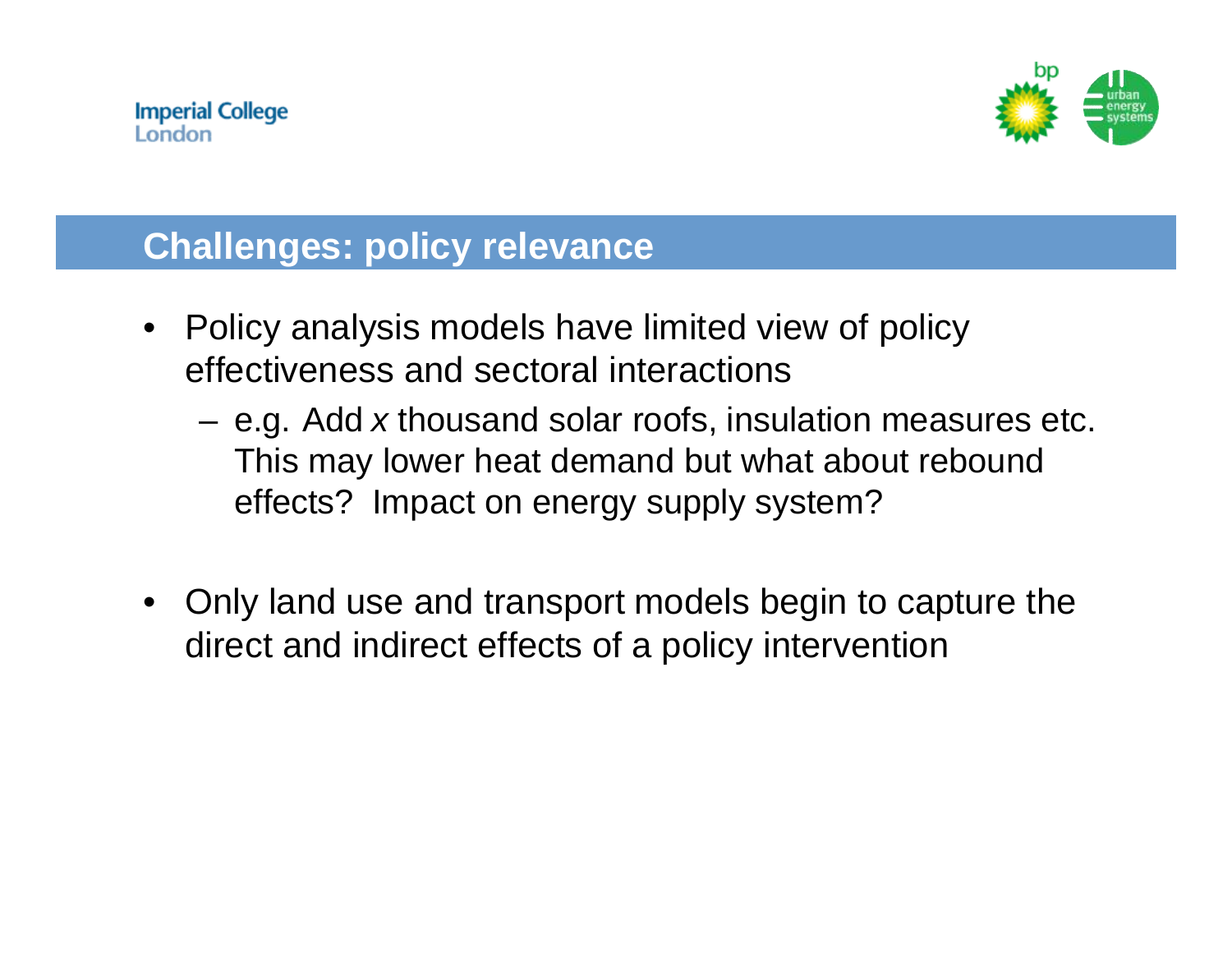## Challenges: policy relevance

- Policy analysis models have limited view of policy effectiveness and sectoral interactions
  - e.g. Add *x* thousand solar roofs, insulation measures etc. This may lower heat demand but what about rebound effects? Impact on energy supply system?
- Only land use and transport models begin to capture the direct and indirect effects of a policy intervention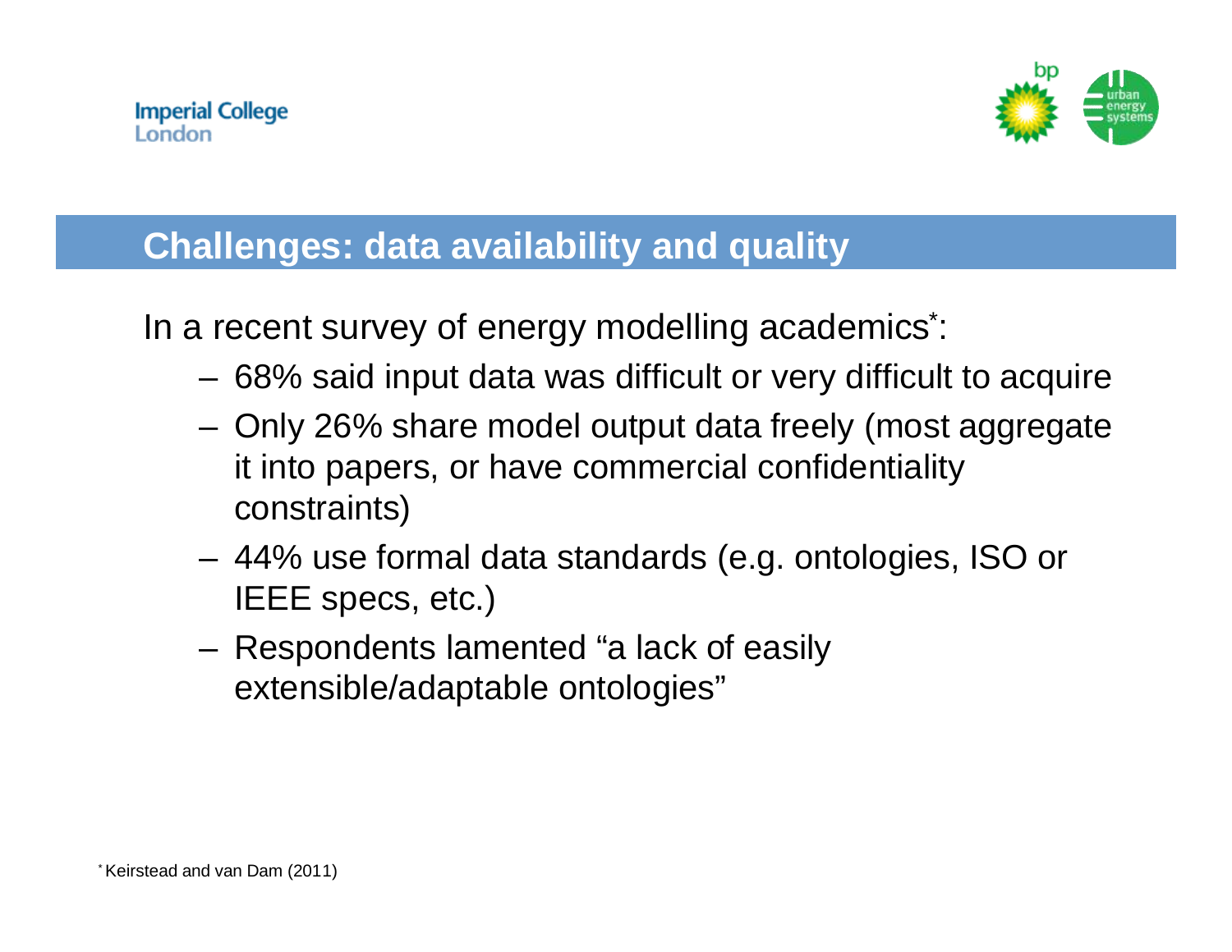## Challenges: data availability and quality

In a recent survey of energy modelling academics[*]:

- 68% said input data was difficult or very difficult to acquire
- Only 26% share model output data freely (most aggregate it into papers, or have commercial confidentiality constraints)
- 44% use formal data standards (e.g. ontologies, ISO or IEEE specs, etc.)
- Respondents lamented "a lack of easily extensible/adaptable ontologies"

[*] Keirstead and van Dam (2011)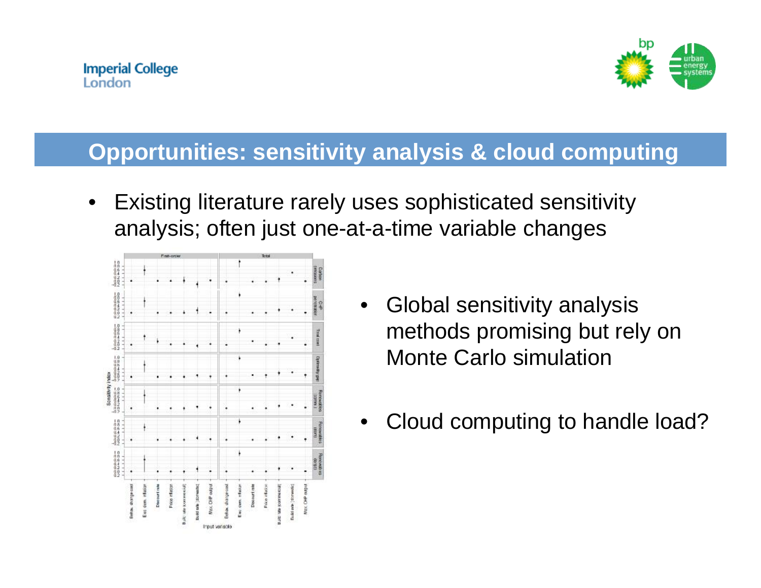## Opportunities: sensitivity analysis & cloud computing

- Existing literature rarely uses sophisticated sensitivity analysis; often just one-at-a-time variable changes

- Global sensitivity analysis methods promising but rely on Monte Carlo simulation

- Cloud computing to handle load?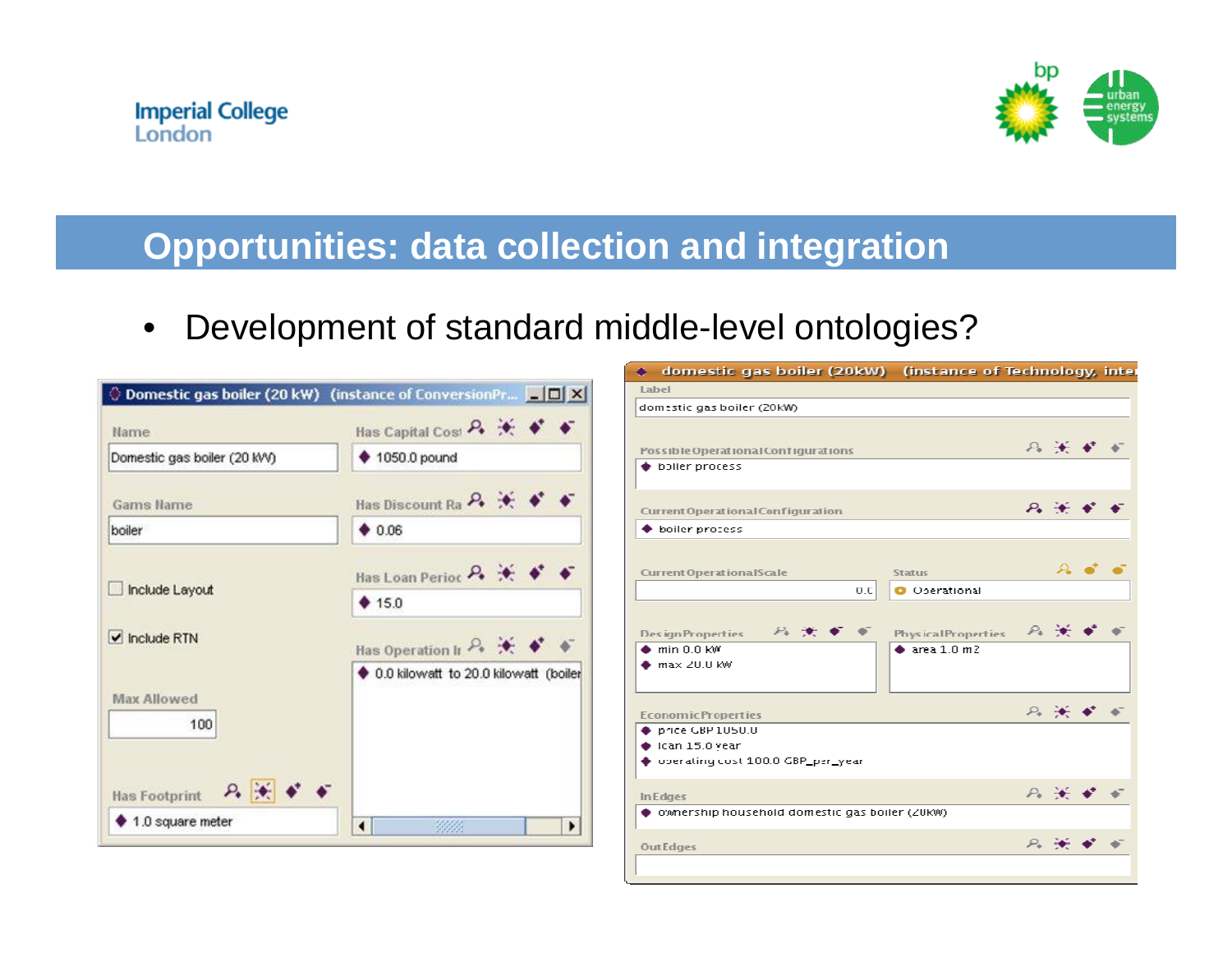# Opportunities: data collection and integration

- Development of standard middle-level ontologies?

**Domestic gas boiler (20 kW) (instance of ConversionPr...**

| Field | Value |
|---|---|
| Name | Domestic gas boiler (20 kW) |
| Gams Name | boiler |
| Include Layout | ☐ |
| Include RTN | ☑ |
| Max Allowed | 100 |
| Has Footprint | 1.0 square meter |
| Has Capital Cost | 1050.0 pound |
| Has Discount Ra | 0.06 |
| Has Loan Perioc | 15.0 |
| Has Operation Ir | 0.0 kilowatt to 20.0 kilowatt (boiler |

**domestic gas boiler (20kW) (instance of Technology, inte**

| Field | Value |
|---|---|
| Label | domestic gas boiler (20kW) |
| PossibleOperationalConfigurations | boiler process |
| CurrentOperationalConfiguration | boiler process |
| CurrentOperationalScale | 0.0 |
| Status | Operational |
| DesignProperties | min 0.0 kW; max 20.0 kW |
| PhysicalProperties | area 1.0 m2 |
| EconomicProperties | price GBP 1050.0; loan 15.0 year; operating cost 100.0 GBP_per_year |
| InEdges | ownership household domestic gas boiler (20kW) |
| OutEdges | |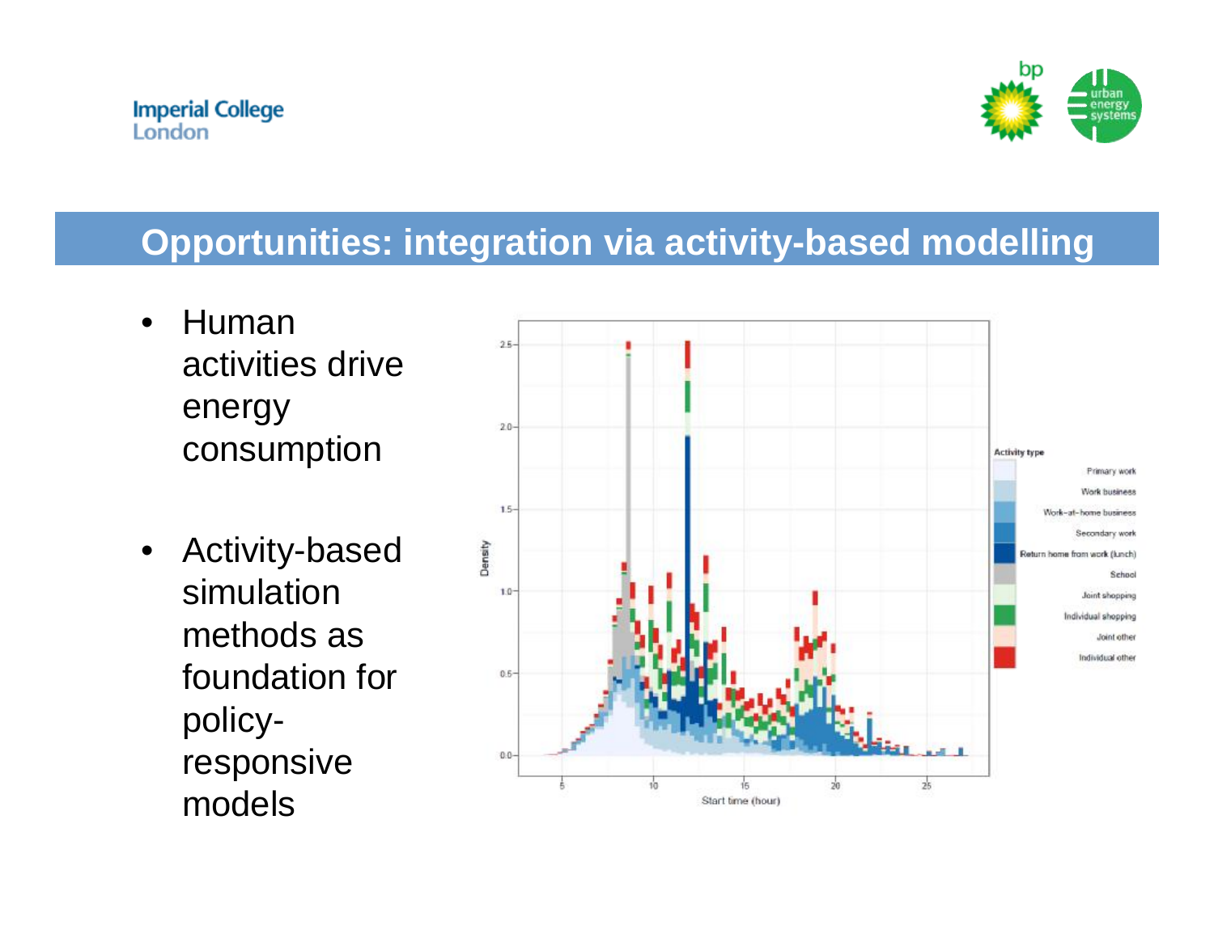## Opportunities: integration via activity-based modelling

- Human activities drive energy consumption
- Activity-based simulation methods as foundation for policy-responsive models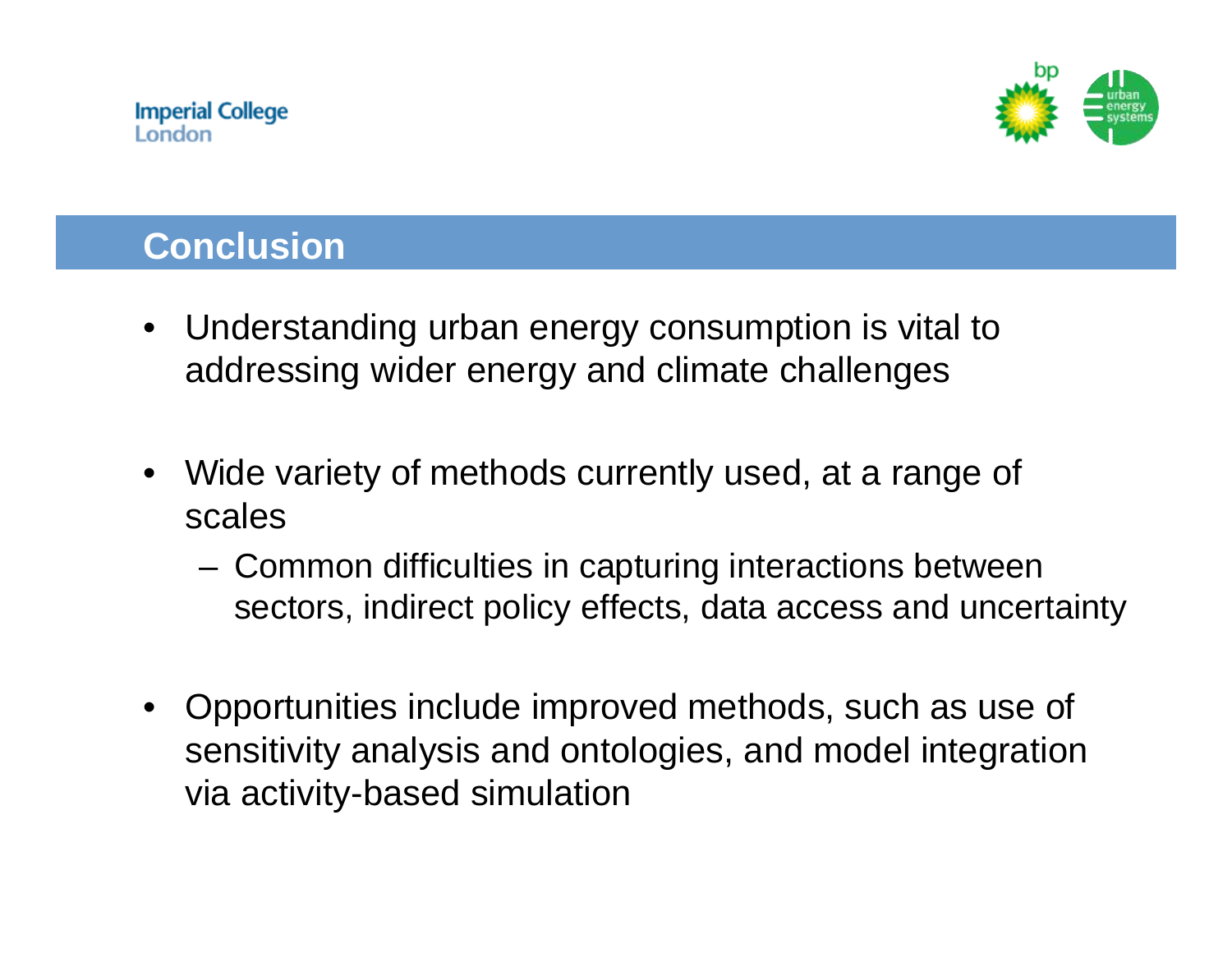## Conclusion

- Understanding urban energy consumption is vital to addressing wider energy and climate challenges
- Wide variety of methods currently used, at a range of scales
  - Common difficulties in capturing interactions between sectors, indirect policy effects, data access and uncertainty
- Opportunities include improved methods, such as use of sensitivity analysis and ontologies, and model integration via activity-based simulation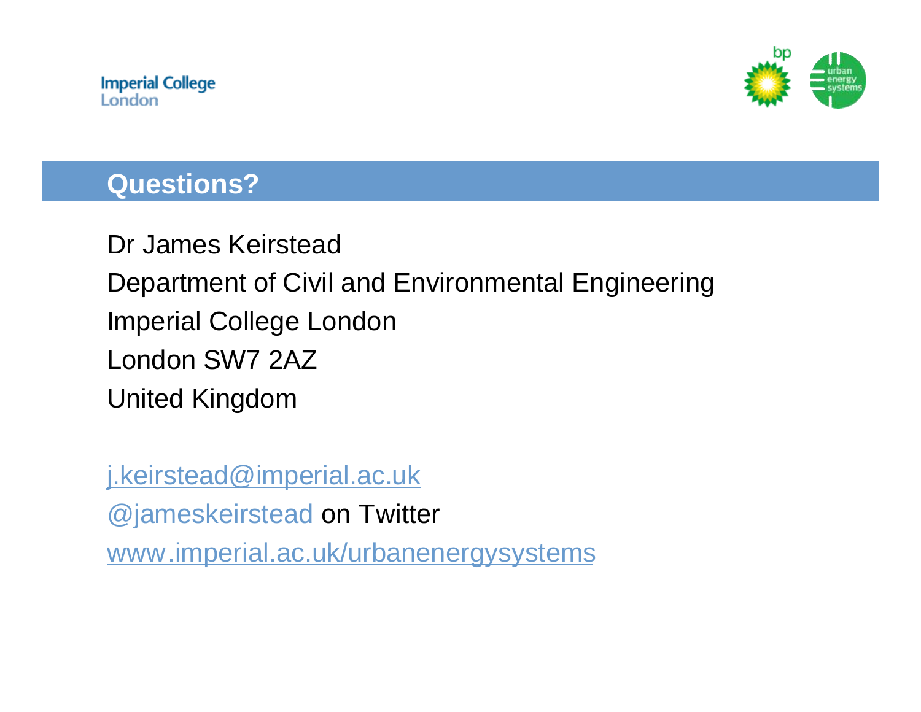## Questions?

Dr James Keirstead

Department of Civil and Environmental Engineering

Imperial College London

London SW7 2AZ

United Kingdom

j.keirstead@imperial.ac.uk

@jameskeirstead on Twitter

www.imperial.ac.uk/urbanenergysystems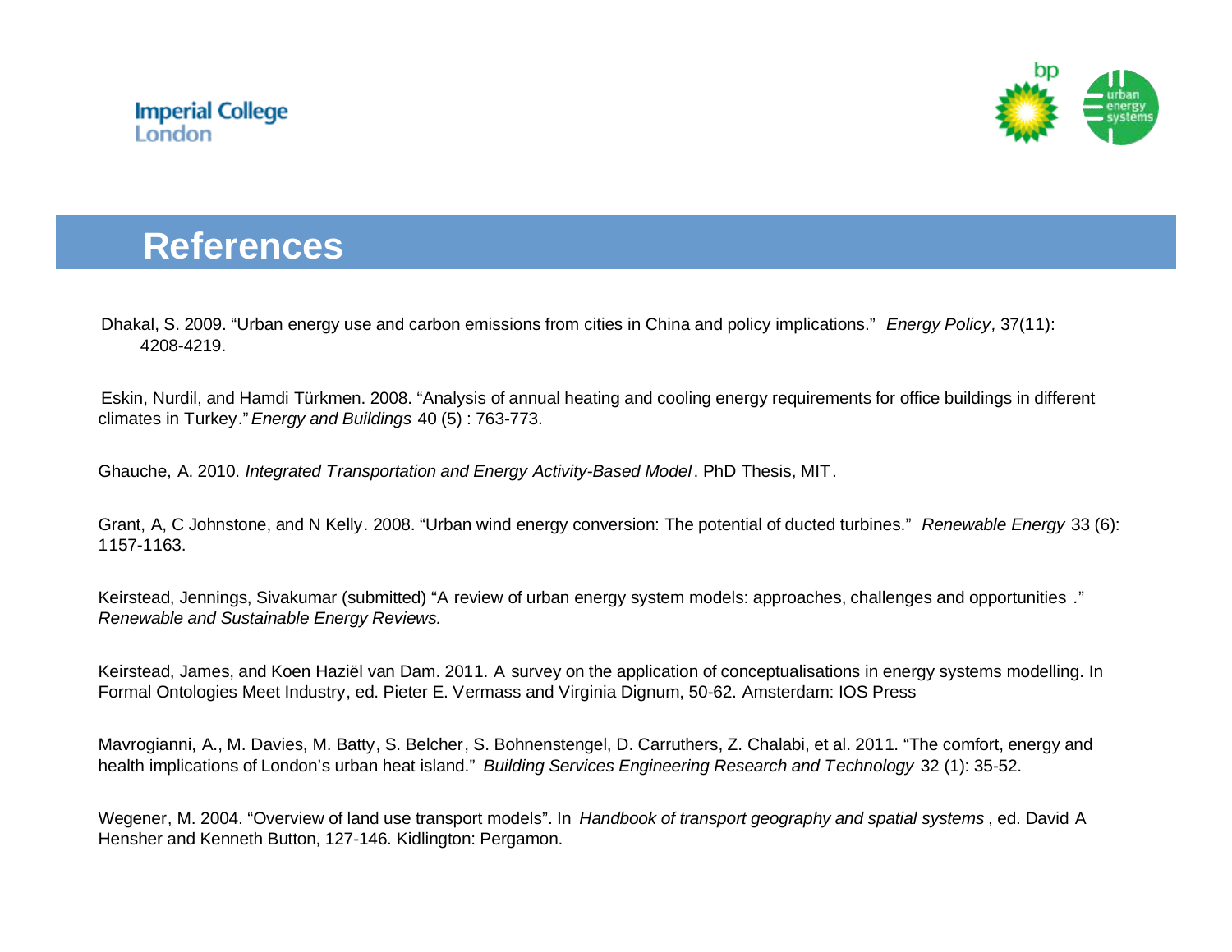# References

Dhakal, S. 2009. "Urban energy use and carbon emissions from cities in China and policy implications." *Energy Policy,* 37(11): 4208-4219.

Eskin, Nurdil, and Hamdi Türkmen. 2008. "Analysis of annual heating and cooling energy requirements for office buildings in different climates in Turkey." *Energy and Buildings* 40 (5) : 763-773.

Ghauche, A. 2010. *Integrated Transportation and Energy Activity-Based Model*. PhD Thesis, MIT.

Grant, A, C Johnstone, and N Kelly. 2008. "Urban wind energy conversion: The potential of ducted turbines." *Renewable Energy* 33 (6): 1157-1163.

Keirstead, Jennings, Sivakumar (submitted) "A review of urban energy system models: approaches, challenges and opportunities ." *Renewable and Sustainable Energy Reviews.*

Keirstead, James, and Koen Haziël van Dam. 2011. A survey on the application of conceptualisations in energy systems modelling. In Formal Ontologies Meet Industry, ed. Pieter E. Vermass and Virginia Dignum, 50-62. Amsterdam: IOS Press

Mavrogianni, A., M. Davies, M. Batty, S. Belcher, S. Bohnenstengel, D. Carruthers, Z. Chalabi, et al. 2011. "The comfort, energy and health implications of London's urban heat island." *Building Services Engineering Research and Technology* 32 (1): 35-52.

Wegener, M. 2004. "Overview of land use transport models". In *Handbook of transport geography and spatial systems* , ed. David A Hensher and Kenneth Button, 127-146. Kidlington: Pergamon.